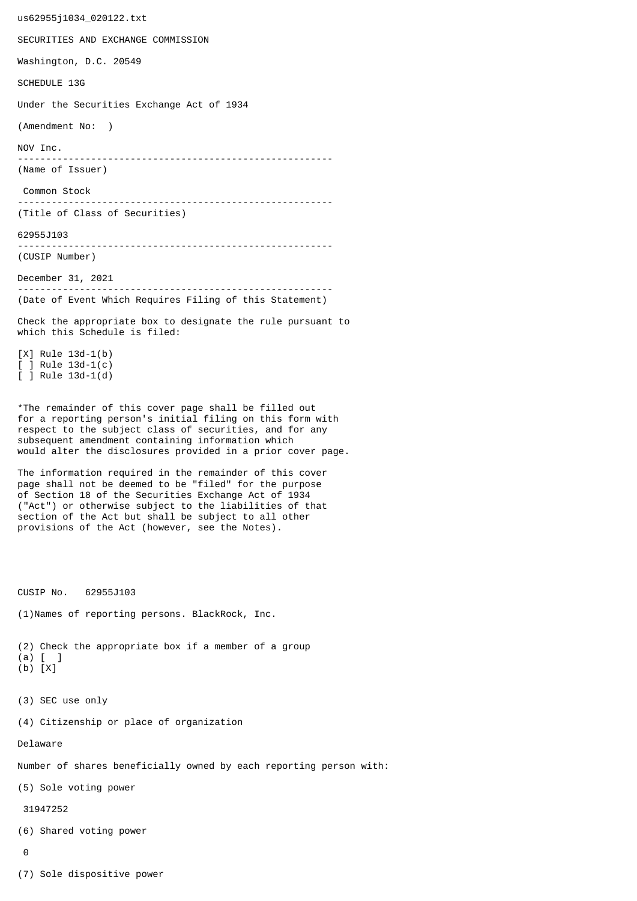us62955j1034_020122.txt

SECURITIES AND EXCHANGE COMMISSION

Washington, D.C. 20549

SCHEDULE 13G

Under the Securities Exchange Act of 1934

(Amendment No: )

NOV Inc.

--------------------------------------------------------

(Name of Issuer)

Common Stock

--------------------------------------------------------

(Title of Class of Securities)

62955J103

--------------------------------------------------------

(CUSIP Number)

December 31, 2021

--------------------------------------------------------

(Date of Event Which Requires Filing of this Statement)

Check the appropriate box to designate the rule pursuant to which this Schedule is filed:

[X] Rule 13d-1(b)
[ ] Rule 13d-1(c)
[ ] Rule 13d-1(d)

*The remainder of this cover page shall be filled out for a reporting person's initial filing on this form with respect to the subject class of securities, and for any subsequent amendment containing information which would alter the disclosures provided in a prior cover page.

The information required in the remainder of this cover page shall not be deemed to be "filed" for the purpose of Section 18 of the Securities Exchange Act of 1934 ("Act") or otherwise subject to the liabilities of that section of the Act but shall be subject to all other provisions of the Act (however, see the Notes).

CUSIP No. 62955J103

(1)Names of reporting persons. BlackRock, Inc.

(2) Check the appropriate box if a member of a group
(a) [ ]
(b) [X]

(3) SEC use only

(4) Citizenship or place of organization

Delaware

Number of shares beneficially owned by each reporting person with:

(5) Sole voting power

31947252

(6) Shared voting power

0

(7) Sole dispositive power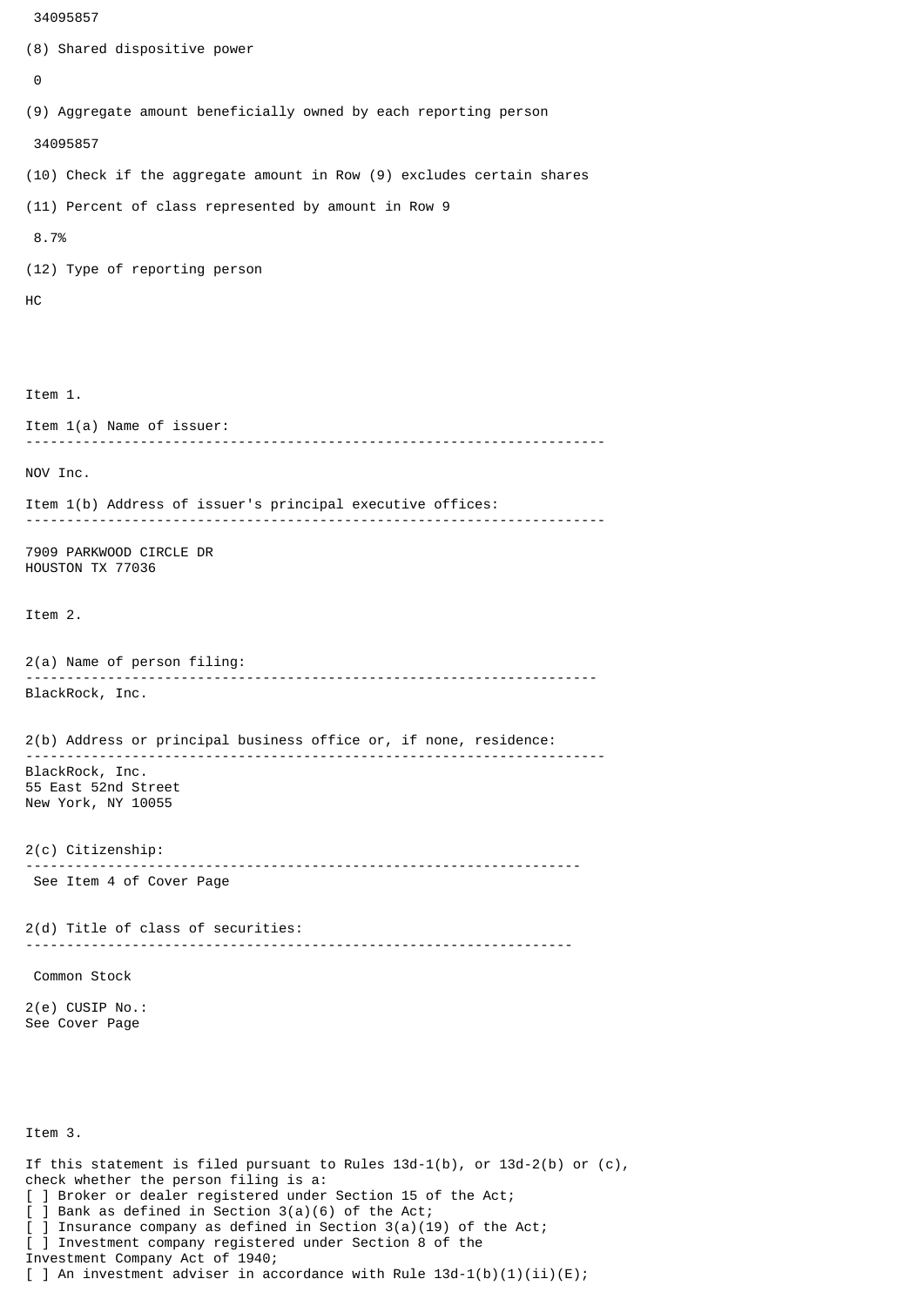34095857

(8) Shared dispositive power

0

(9) Aggregate amount beneficially owned by each reporting person

34095857

(10) Check if the aggregate amount in Row (9) excludes certain shares

(11) Percent of class represented by amount in Row 9

8.7%

(12) Type of reporting person

HC

Item 1.

Item 1(a) Name of issuer:

---

NOV Inc.

Item 1(b) Address of issuer's principal executive offices:

---

7909 PARKWOOD CIRCLE DR
HOUSTON TX 77036

Item 2.

2(a) Name of person filing:

---

BlackRock, Inc.

2(b) Address or principal business office or, if none, residence:

---

BlackRock, Inc.
55 East 52nd Street
New York, NY 10055

2(c) Citizenship:

---

See Item 4 of Cover Page

2(d) Title of class of securities:

---

Common Stock

2(e) CUSIP No.:
See Cover Page

Item 3.

If this statement is filed pursuant to Rules 13d-1(b), or 13d-2(b) or (c), check whether the person filing is a:
[ ] Broker or dealer registered under Section 15 of the Act;
[ ] Bank as defined in Section 3(a)(6) of the Act;
[ ] Insurance company as defined in Section 3(a)(19) of the Act;
[ ] Investment company registered under Section 8 of the Investment Company Act of 1940;
[ ] An investment adviser in accordance with Rule 13d-1(b)(1)(ii)(E);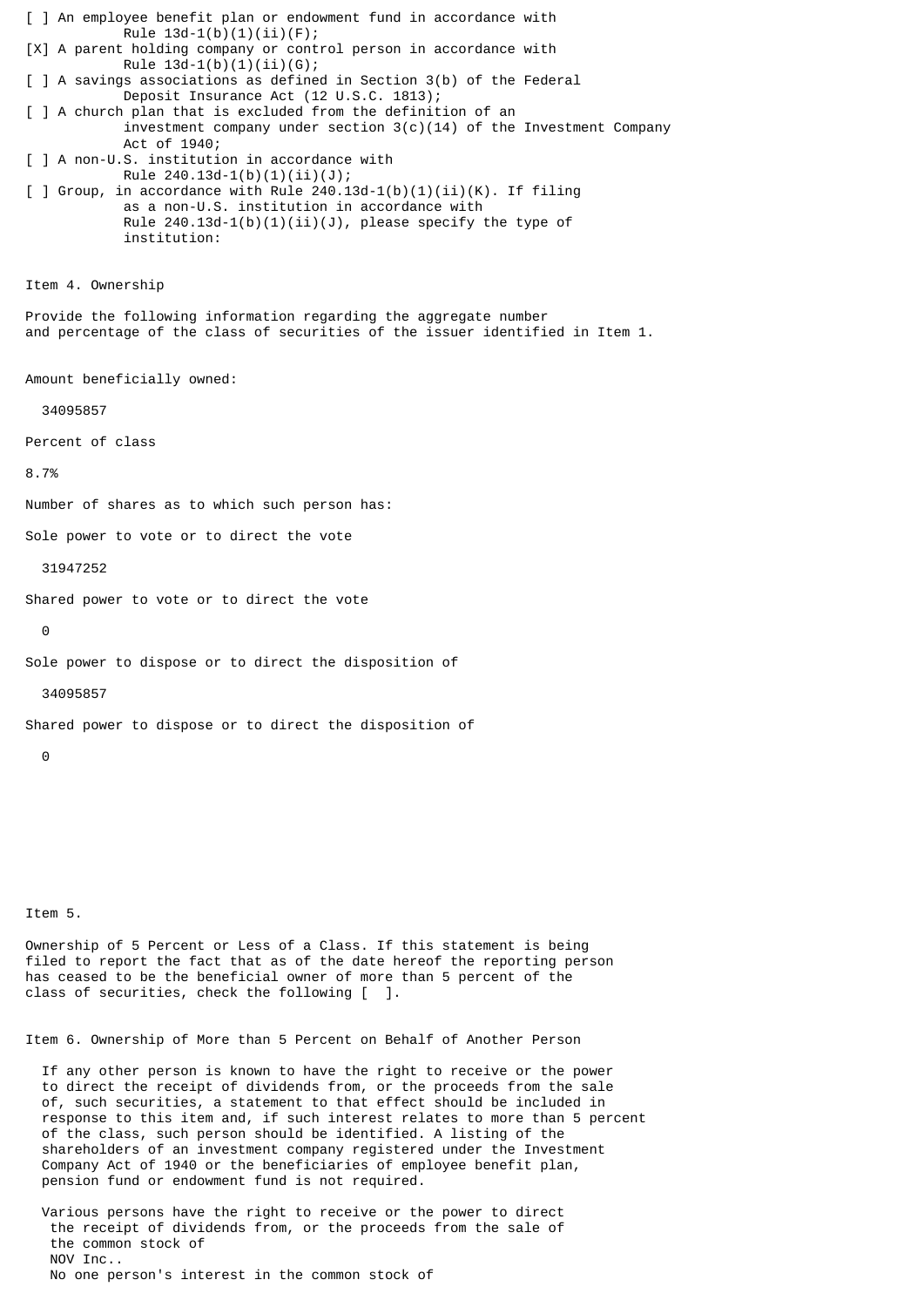[ ] An employee benefit plan or endowment fund in accordance with Rule 13d-1(b)(1)(ii)(F);

[X] A parent holding company or control person in accordance with Rule 13d-1(b)(1)(ii)(G);

[ ] A savings associations as defined in Section 3(b) of the Federal Deposit Insurance Act (12 U.S.C. 1813);

[ ] A church plan that is excluded from the definition of an investment company under section 3(c)(14) of the Investment Company Act of 1940;

[ ] A non-U.S. institution in accordance with Rule 240.13d-1(b)(1)(ii)(J);

[ ] Group, in accordance with Rule 240.13d-1(b)(1)(ii)(K). If filing as a non-U.S. institution in accordance with Rule 240.13d-1(b)(1)(ii)(J), please specify the type of institution:

Item 4. Ownership

Provide the following information regarding the aggregate number and percentage of the class of securities of the issuer identified in Item 1.

Amount beneficially owned:

34095857

Percent of class

8.7%

Number of shares as to which such person has:

Sole power to vote or to direct the vote

31947252

Shared power to vote or to direct the vote

0

Sole power to dispose or to direct the disposition of

34095857

Shared power to dispose or to direct the disposition of

0

Item 5.

Ownership of 5 Percent or Less of a Class. If this statement is being filed to report the fact that as of the date hereof the reporting person has ceased to be the beneficial owner of more than 5 percent of the class of securities, check the following [ ].

Item 6. Ownership of More than 5 Percent on Behalf of Another Person

If any other person is known to have the right to receive or the power to direct the receipt of dividends from, or the proceeds from the sale of, such securities, a statement to that effect should be included in response to this item and, if such interest relates to more than 5 percent of the class, such person should be identified. A listing of the shareholders of an investment company registered under the Investment Company Act of 1940 or the beneficiaries of employee benefit plan, pension fund or endowment fund is not required.

Various persons have the right to receive or the power to direct the receipt of dividends from, or the proceeds from the sale of the common stock of NOV Inc.. No one person's interest in the common stock of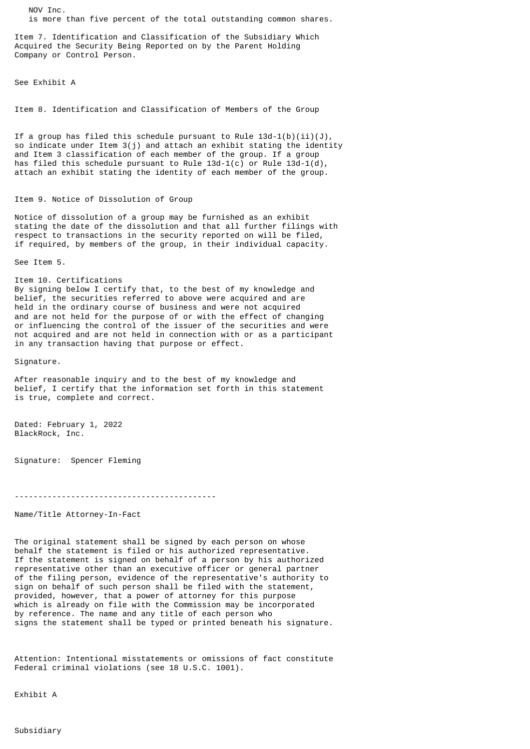NOV Inc.
is more than five percent of the total outstanding common shares.

Item 7. Identification and Classification of the Subsidiary Which Acquired the Security Being Reported on by the Parent Holding Company or Control Person.

See Exhibit A

Item 8. Identification and Classification of Members of the Group

If a group has filed this schedule pursuant to Rule 13d-1(b)(ii)(J), so indicate under Item 3(j) and attach an exhibit stating the identity and Item 3 classification of each member of the group. If a group has filed this schedule pursuant to Rule 13d-1(c) or Rule 13d-1(d), attach an exhibit stating the identity of each member of the group.

Item 9. Notice of Dissolution of Group

Notice of dissolution of a group may be furnished as an exhibit stating the date of the dissolution and that all further filings with respect to transactions in the security reported on will be filed, if required, by members of the group, in their individual capacity.

See Item 5.

Item 10. Certifications
By signing below I certify that, to the best of my knowledge and belief, the securities referred to above were acquired and are held in the ordinary course of business and were not acquired and are not held for the purpose of or with the effect of changing or influencing the control of the issuer of the securities and were not acquired and are not held in connection with or as a participant in any transaction having that purpose or effect.

Signature.

After reasonable inquiry and to the best of my knowledge and belief, I certify that the information set forth in this statement is true, complete and correct.

Dated: February 1, 2022
BlackRock, Inc.

Signature: Spencer Fleming

-------------------------------------------

Name/Title Attorney-In-Fact

The original statement shall be signed by each person on whose behalf the statement is filed or his authorized representative. If the statement is signed on behalf of a person by his authorized representative other than an executive officer or general partner of the filing person, evidence of the representative's authority to sign on behalf of such person shall be filed with the statement, provided, however, that a power of attorney for this purpose which is already on file with the Commission may be incorporated by reference. The name and any title of each person who signs the statement shall be typed or printed beneath his signature.

Attention: Intentional misstatements or omissions of fact constitute Federal criminal violations (see 18 U.S.C. 1001).

Exhibit A

Subsidiary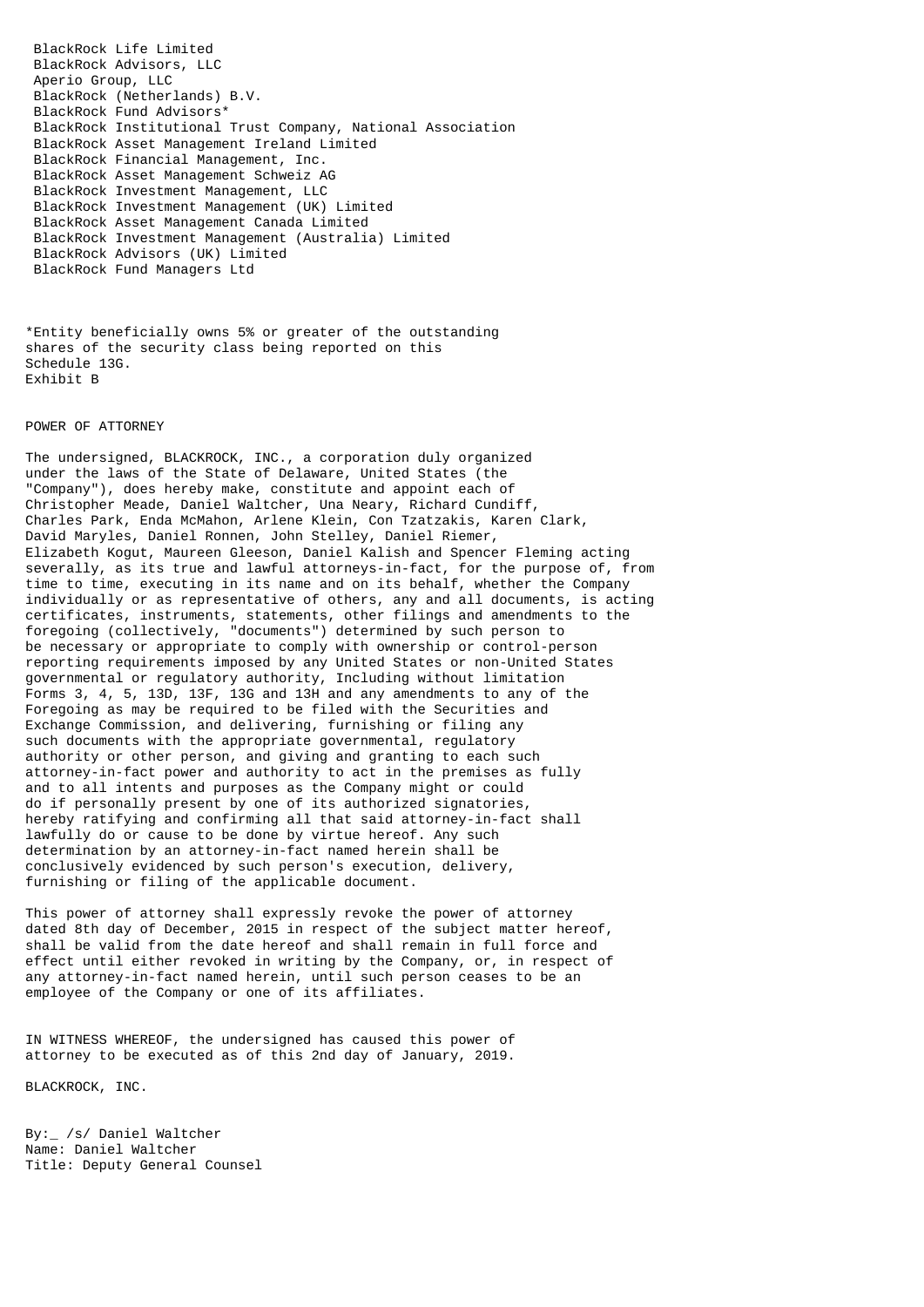BlackRock Life Limited
BlackRock Advisors, LLC
Aperio Group, LLC
BlackRock (Netherlands) B.V.
BlackRock Fund Advisors*
BlackRock Institutional Trust Company, National Association
BlackRock Asset Management Ireland Limited
BlackRock Financial Management, Inc.
BlackRock Asset Management Schweiz AG
BlackRock Investment Management, LLC
BlackRock Investment Management (UK) Limited
BlackRock Asset Management Canada Limited
BlackRock Investment Management (Australia) Limited
BlackRock Advisors (UK) Limited
BlackRock Fund Managers Ltd

*Entity beneficially owns 5% or greater of the outstanding shares of the security class being reported on this Schedule 13G.

Exhibit B

POWER OF ATTORNEY

The undersigned, BLACKROCK, INC., a corporation duly organized under the laws of the State of Delaware, United States (the "Company"), does hereby make, constitute and appoint each of Christopher Meade, Daniel Waltcher, Una Neary, Richard Cundiff, Charles Park, Enda McMahon, Arlene Klein, Con Tzatzakis, Karen Clark, David Maryles, Daniel Ronnen, John Stelley, Daniel Riemer, Elizabeth Kogut, Maureen Gleeson, Daniel Kalish and Spencer Fleming acting severally, as its true and lawful attorneys-in-fact, for the purpose of, from time to time, executing in its name and on its behalf, whether the Company individually or as representative of others, any and all documents, is acting certificates, instruments, statements, other filings and amendments to the foregoing (collectively, "documents") determined by such person to be necessary or appropriate to comply with ownership or control-person reporting requirements imposed by any United States or non-United States governmental or regulatory authority, Including without limitation Forms 3, 4, 5, 13D, 13F, 13G and 13H and any amendments to any of the Foregoing as may be required to be filed with the Securities and Exchange Commission, and delivering, furnishing or filing any such documents with the appropriate governmental, regulatory authority or other person, and giving and granting to each such attorney-in-fact power and authority to act in the premises as fully and to all intents and purposes as the Company might or could do if personally present by one of its authorized signatories, hereby ratifying and confirming all that said attorney-in-fact shall lawfully do or cause to be done by virtue hereof. Any such determination by an attorney-in-fact named herein shall be conclusively evidenced by such person's execution, delivery, furnishing or filing of the applicable document.

This power of attorney shall expressly revoke the power of attorney dated 8th day of December, 2015 in respect of the subject matter hereof, shall be valid from the date hereof and shall remain in full force and effect until either revoked in writing by the Company, or, in respect of any attorney-in-fact named herein, until such person ceases to be an employee of the Company or one of its affiliates.

IN WITNESS WHEREOF, the undersigned has caused this power of attorney to be executed as of this 2nd day of January, 2019.

BLACKROCK, INC.

By:_ /s/ Daniel Waltcher
Name: Daniel Waltcher
Title: Deputy General Counsel